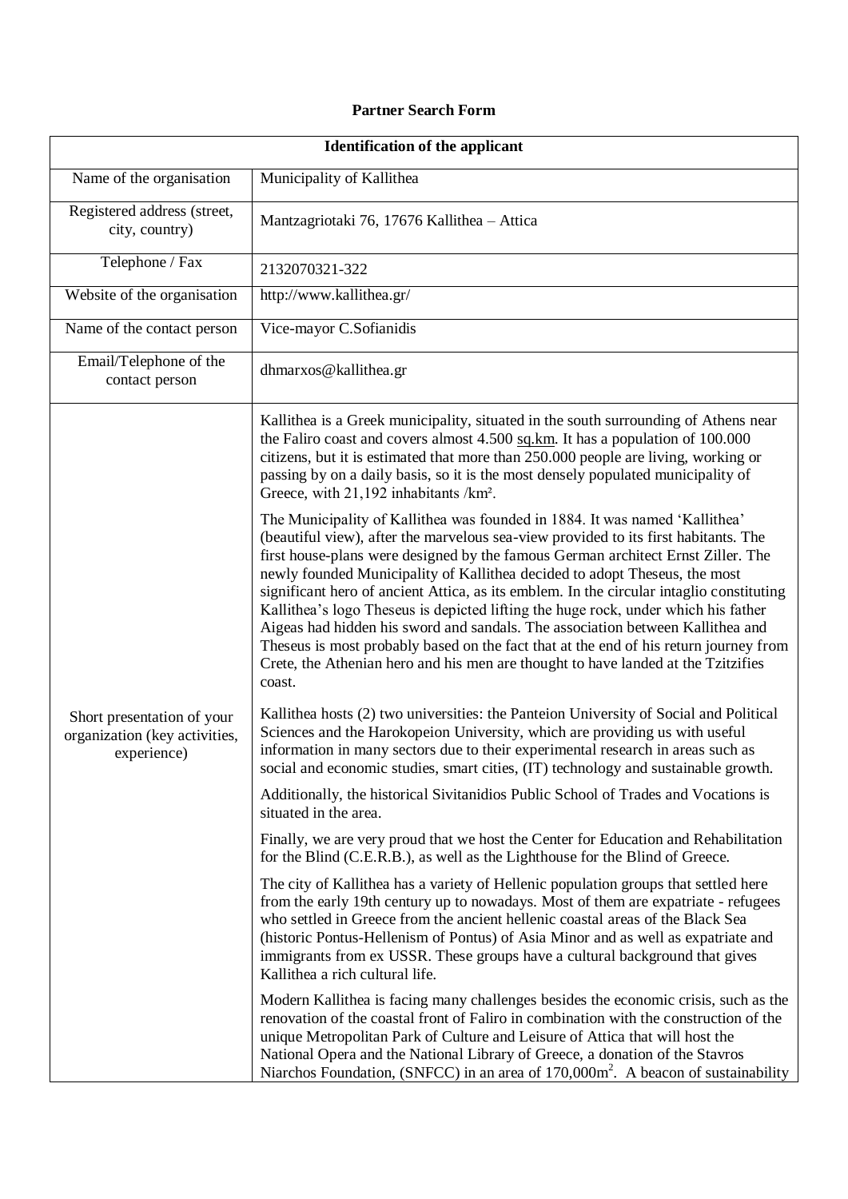**Partner Search Form**

| Identification of the applicant | |
|---|---|
| Name of the organisation | Municipality of Kallithea |
| Registered address (street, city, country) | Mantzagriotaki 76, 17676 Kallithea – Attica |
| Telephone / Fax | 2132070321-322 |
| Website of the organisation | http://www.kallithea.gr/ |
| Name of the contact person | Vice-mayor C.Sofianidis |
| Email/Telephone of the contact person | dhmarxos@kallithea.gr |
| Short presentation of your organization (key activities, experience) | Kallithea is a Greek municipality, situated in the south surrounding of Athens near the Faliro coast and covers almost 4.500 sq.km. It has a population of 100.000 citizens, but it is estimated that more than 250.000 people are living, working or passing by on a daily basis, so it is the most densely populated municipality of Greece, with 21,192 inhabitants /km². <br><br> The Municipality of Kallithea was founded in 1884. It was named 'Kallithea' (beautiful view), after the marvelous sea-view provided to its first habitants. The first house-plans were designed by the famous German architect Ernst Ziller. The newly founded Municipality of Kallithea decided to adopt Theseus, the most significant hero of ancient Attica, as its emblem. In the circular intaglio constituting Kallithea's logo Theseus is depicted lifting the huge rock, under which his father Aigeas had hidden his sword and sandals. The association between Kallithea and Theseus is most probably based on the fact that at the end of his return journey from Crete, the Athenian hero and his men are thought to have landed at the Tzitzifies coast. <br><br> Kallithea hosts (2) two universities: the Panteion University of Social and Political Sciences and the Harokopeion University, which are providing us with useful information in many sectors due to their experimental research in areas such as social and economic studies, smart cities, (IT) technology and sustainable growth. <br><br> Additionally, the historical Sivitanidios Public School of Trades and Vocations is situated in the area. <br><br> Finally, we are very proud that we host the Center for Education and Rehabilitation for the Blind (C.E.R.B.), as well as the Lighthouse for the Blind of Greece. <br><br> The city of Kallithea has a variety of Hellenic population groups that settled here from the early 19th century up to nowadays. Most of them are expatriate - refugees who settled in Greece from the ancient hellenic coastal areas of the Black Sea (historic Pontus-Hellenism of Pontus) of Asia Minor and as well as expatriate and immigrants from ex USSR. These groups have a cultural background that gives Kallithea a rich cultural life. <br><br> Modern Kallithea is facing many challenges besides the economic crisis, such as the renovation of the coastal front of Faliro in combination with the construction of the unique Metropolitan Park of Culture and Leisure of Attica that will host the National Opera and the National Library of Greece, a donation of the Stavros Niarchos Foundation, (SNFCC) in an area of 170,000m². A beacon of sustainability |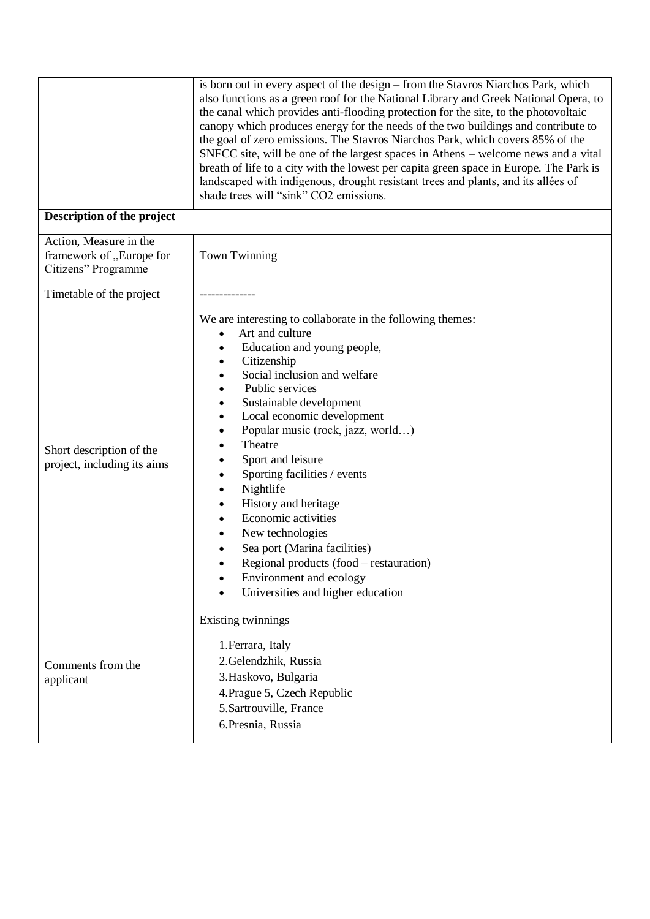| | |
|---|---|
| | is born out in every aspect of the design – from the Stavros Niarchos Park, which also functions as a green roof for the National Library and Greek National Opera, to the canal which provides anti-flooding protection for the site, to the photovoltaic canopy which produces energy for the needs of the two buildings and contribute to the goal of zero emissions. The Stavros Niarchos Park, which covers 85% of the SNFCC site, will be one of the largest spaces in Athens – welcome news and a vital breath of life to a city with the lowest per capita green space in Europe. The Park is landscaped with indigenous, drought resistant trees and plants, and its allées of shade trees will "sink" $CO_2$ emissions. |
| **Description of the project** | |
| Action, Measure in the framework of „Europe for Citizens" Programme | Town Twinning |
| Timetable of the project | -------------- |
| Short description of the project, including its aims | We are interesting to collaborate in the following themes:<br>• Art and culture<br>• Education and young people,<br>• Citizenship<br>• Social inclusion and welfare<br>• Public services<br>• Sustainable development<br>• Local economic development<br>• Popular music (rock, jazz, world…)<br>• Theatre<br>• Sport and leisure<br>• Sporting facilities / events<br>• Nightlife<br>• History and heritage<br>• Economic activities<br>• New technologies<br>• Sea port (Marina facilities)<br>• Regional products (food – restauration)<br>• Environment and ecology<br>• Universities and higher education |
| Comments from the applicant | Existing twinnings<br>1.Ferrara, Italy<br>2.Gelendzhik, Russia<br>3.Haskovo, Bulgaria<br>4.Prague 5, Czech Republic<br>5.Sartrouville, France<br>6.Presnia, Russia |